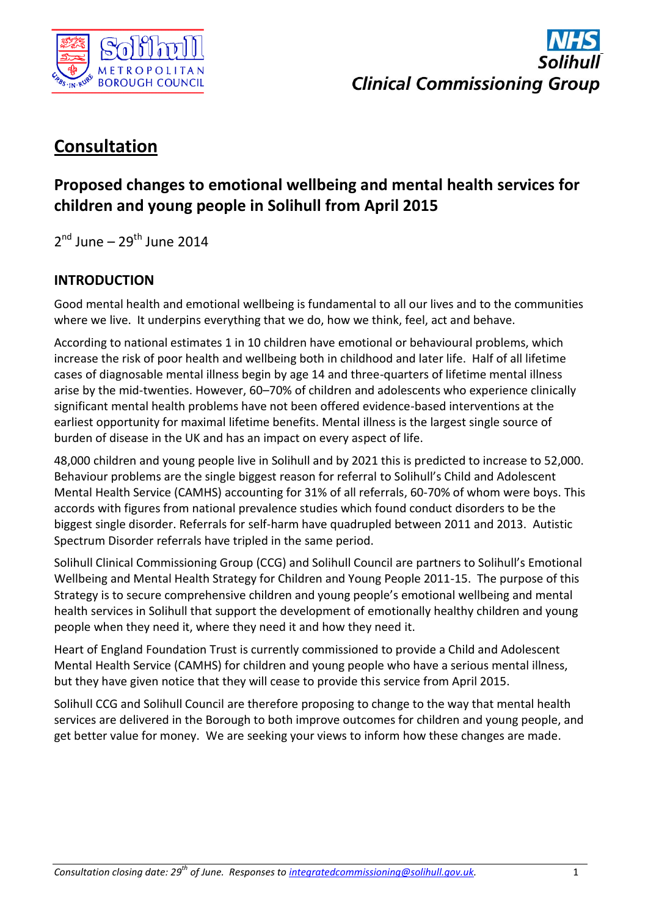# Consultation

## Proposed changes to emotional wellbeing and mental health services for children and young people in Solihull from April 2015

2nd June – 29th June 2014

### INTRODUCTION

Good mental health and emotional wellbeing is fundamental to all our lives and to the communities where we live. It underpins everything that we do, how we think, feel, act and behave.

According to national estimates 1 in 10 children have emotional or behavioural problems, which increase the risk of poor health and wellbeing both in childhood and later life. Half of all lifetime cases of diagnosable mental illness begin by age 14 and three-quarters of lifetime mental illness arise by the mid-twenties. However, 60–70% of children and adolescents who experience clinically significant mental health problems have not been offered evidence-based interventions at the earliest opportunity for maximal lifetime benefits. Mental illness is the largest single source of burden of disease in the UK and has an impact on every aspect of life.

48,000 children and young people live in Solihull and by 2021 this is predicted to increase to 52,000. Behaviour problems are the single biggest reason for referral to Solihull's Child and Adolescent Mental Health Service (CAMHS) accounting for 31% of all referrals, 60-70% of whom were boys. This accords with figures from national prevalence studies which found conduct disorders to be the biggest single disorder. Referrals for self-harm have quadrupled between 2011 and 2013. Autistic Spectrum Disorder referrals have tripled in the same period.

Solihull Clinical Commissioning Group (CCG) and Solihull Council are partners to Solihull's Emotional Wellbeing and Mental Health Strategy for Children and Young People 2011-15. The purpose of this Strategy is to secure comprehensive children and young people's emotional wellbeing and mental health services in Solihull that support the development of emotionally healthy children and young people when they need it, where they need it and how they need it.

Heart of England Foundation Trust is currently commissioned to provide a Child and Adolescent Mental Health Service (CAMHS) for children and young people who have a serious mental illness, but they have given notice that they will cease to provide this service from April 2015.

Solihull CCG and Solihull Council are therefore proposing to change to the way that mental health services are delivered in the Borough to both improve outcomes for children and young people, and get better value for money. We are seeking your views to inform how these changes are made.

*Consultation closing date: 29th of June. Responses to integratedcommissioning@solihull.gov.uk.*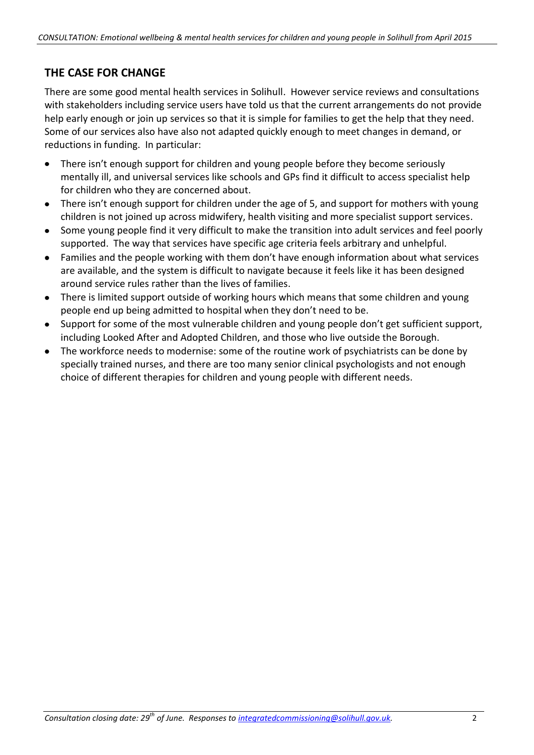## THE CASE FOR CHANGE

There are some good mental health services in Solihull. However service reviews and consultations with stakeholders including service users have told us that the current arrangements do not provide help early enough or join up services so that it is simple for families to get the help that they need. Some of our services also have also not adapted quickly enough to meet changes in demand, or reductions in funding. In particular:

- There isn't enough support for children and young people before they become seriously mentally ill, and universal services like schools and GPs find it difficult to access specialist help for children who they are concerned about.
- There isn't enough support for children under the age of 5, and support for mothers with young children is not joined up across midwifery, health visiting and more specialist support services.
- Some young people find it very difficult to make the transition into adult services and feel poorly supported. The way that services have specific age criteria feels arbitrary and unhelpful.
- Families and the people working with them don't have enough information about what services are available, and the system is difficult to navigate because it feels like it has been designed around service rules rather than the lives of families.
- There is limited support outside of working hours which means that some children and young people end up being admitted to hospital when they don't need to be.
- Support for some of the most vulnerable children and young people don't get sufficient support, including Looked After and Adopted Children, and those who live outside the Borough.
- The workforce needs to modernise: some of the routine work of psychiatrists can be done by specially trained nurses, and there are too many senior clinical psychologists and not enough choice of different therapies for children and young people with different needs.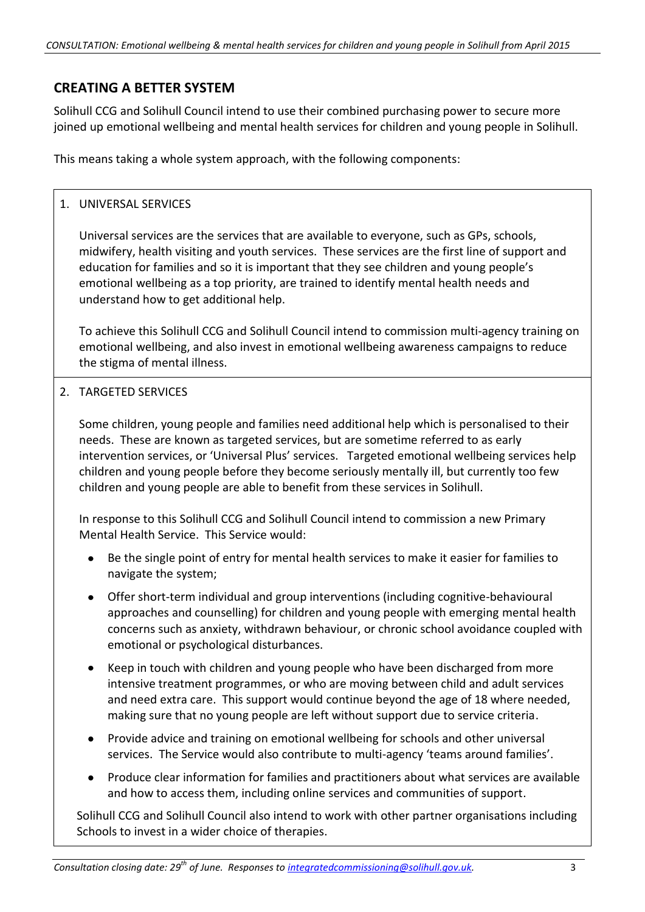## CREATING A BETTER SYSTEM

Solihull CCG and Solihull Council intend to use their combined purchasing power to secure more joined up emotional wellbeing and mental health services for children and young people in Solihull.

This means taking a whole system approach, with the following components:

1. UNIVERSAL SERVICES

   Universal services are the services that are available to everyone, such as GPs, schools, midwifery, health visiting and youth services. These services are the first line of support and education for families and so it is important that they see children and young people's emotional wellbeing as a top priority, are trained to identify mental health needs and understand how to get additional help.

   To achieve this Solihull CCG and Solihull Council intend to commission multi-agency training on emotional wellbeing, and also invest in emotional wellbeing awareness campaigns to reduce the stigma of mental illness.

2. TARGETED SERVICES

   Some children, young people and families need additional help which is personalised to their needs. These are known as targeted services, but are sometime referred to as early intervention services, or 'Universal Plus' services. Targeted emotional wellbeing services help children and young people before they become seriously mentally ill, but currently too few children and young people are able to benefit from these services in Solihull.

   In response to this Solihull CCG and Solihull Council intend to commission a new Primary Mental Health Service. This Service would:

   - Be the single point of entry for mental health services to make it easier for families to navigate the system;
   - Offer short-term individual and group interventions (including cognitive-behavioural approaches and counselling) for children and young people with emerging mental health concerns such as anxiety, withdrawn behaviour, or chronic school avoidance coupled with emotional or psychological disturbances.
   - Keep in touch with children and young people who have been discharged from more intensive treatment programmes, or who are moving between child and adult services and need extra care. This support would continue beyond the age of 18 where needed, making sure that no young people are left without support due to service criteria.
   - Provide advice and training on emotional wellbeing for schools and other universal services. The Service would also contribute to multi-agency 'teams around families'.
   - Produce clear information for families and practitioners about what services are available and how to access them, including online services and communities of support.

   Solihull CCG and Solihull Council also intend to work with other partner organisations including Schools to invest in a wider choice of therapies.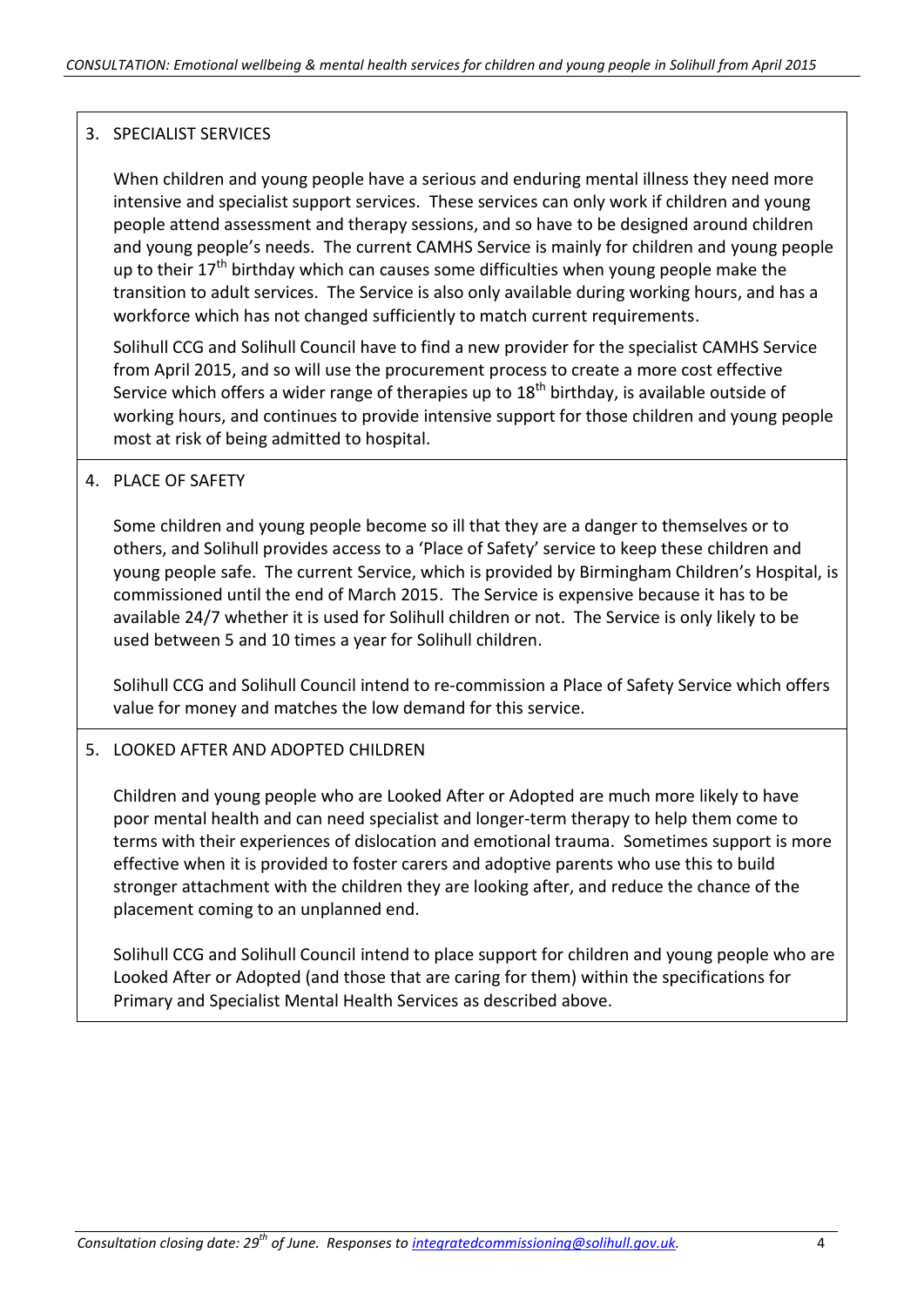## 3. SPECIALIST SERVICES

When children and young people have a serious and enduring mental illness they need more intensive and specialist support services. These services can only work if children and young people attend assessment and therapy sessions, and so have to be designed around children and young people's needs. The current CAMHS Service is mainly for children and young people up to their 17th birthday which can causes some difficulties when young people make the transition to adult services. The Service is also only available during working hours, and has a workforce which has not changed sufficiently to match current requirements.

Solihull CCG and Solihull Council have to find a new provider for the specialist CAMHS Service from April 2015, and so will use the procurement process to create a more cost effective Service which offers a wider range of therapies up to 18th birthday, is available outside of working hours, and continues to provide intensive support for those children and young people most at risk of being admitted to hospital.

## 4. PLACE OF SAFETY

Some children and young people become so ill that they are a danger to themselves or to others, and Solihull provides access to a 'Place of Safety' service to keep these children and young people safe. The current Service, which is provided by Birmingham Children's Hospital, is commissioned until the end of March 2015. The Service is expensive because it has to be available 24/7 whether it is used for Solihull children or not. The Service is only likely to be used between 5 and 10 times a year for Solihull children.

Solihull CCG and Solihull Council intend to re-commission a Place of Safety Service which offers value for money and matches the low demand for this service.

## 5. LOOKED AFTER AND ADOPTED CHILDREN

Children and young people who are Looked After or Adopted are much more likely to have poor mental health and can need specialist and longer-term therapy to help them come to terms with their experiences of dislocation and emotional trauma. Sometimes support is more effective when it is provided to foster carers and adoptive parents who use this to build stronger attachment with the children they are looking after, and reduce the chance of the placement coming to an unplanned end.

Solihull CCG and Solihull Council intend to place support for children and young people who are Looked After or Adopted (and those that are caring for them) within the specifications for Primary and Specialist Mental Health Services as described above.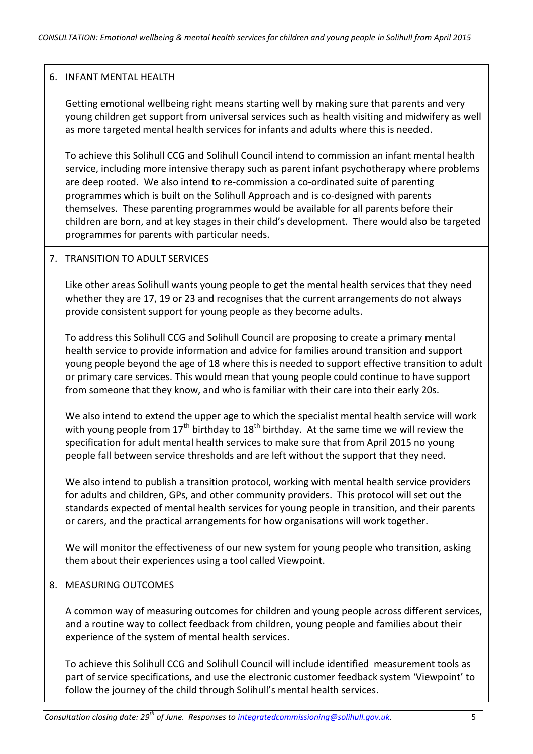## 6. INFANT MENTAL HEALTH

Getting emotional wellbeing right means starting well by making sure that parents and very young children get support from universal services such as health visiting and midwifery as well as more targeted mental health services for infants and adults where this is needed.

To achieve this Solihull CCG and Solihull Council intend to commission an infant mental health service, including more intensive therapy such as parent infant psychotherapy where problems are deep rooted. We also intend to re-commission a co-ordinated suite of parenting programmes which is built on the Solihull Approach and is co-designed with parents themselves. These parenting programmes would be available for all parents before their children are born, and at key stages in their child's development. There would also be targeted programmes for parents with particular needs.

## 7. TRANSITION TO ADULT SERVICES

Like other areas Solihull wants young people to get the mental health services that they need whether they are 17, 19 or 23 and recognises that the current arrangements do not always provide consistent support for young people as they become adults.

To address this Solihull CCG and Solihull Council are proposing to create a primary mental health service to provide information and advice for families around transition and support young people beyond the age of 18 where this is needed to support effective transition to adult or primary care services. This would mean that young people could continue to have support from someone that they know, and who is familiar with their care into their early 20s.

We also intend to extend the upper age to which the specialist mental health service will work with young people from 17th birthday to 18th birthday. At the same time we will review the specification for adult mental health services to make sure that from April 2015 no young people fall between service thresholds and are left without the support that they need.

We also intend to publish a transition protocol, working with mental health service providers for adults and children, GPs, and other community providers. This protocol will set out the standards expected of mental health services for young people in transition, and their parents or carers, and the practical arrangements for how organisations will work together.

We will monitor the effectiveness of our new system for young people who transition, asking them about their experiences using a tool called Viewpoint.

## 8. MEASURING OUTCOMES

A common way of measuring outcomes for children and young people across different services, and a routine way to collect feedback from children, young people and families about their experience of the system of mental health services.

To achieve this Solihull CCG and Solihull Council will include identified measurement tools as part of service specifications, and use the electronic customer feedback system 'Viewpoint' to follow the journey of the child through Solihull's mental health services.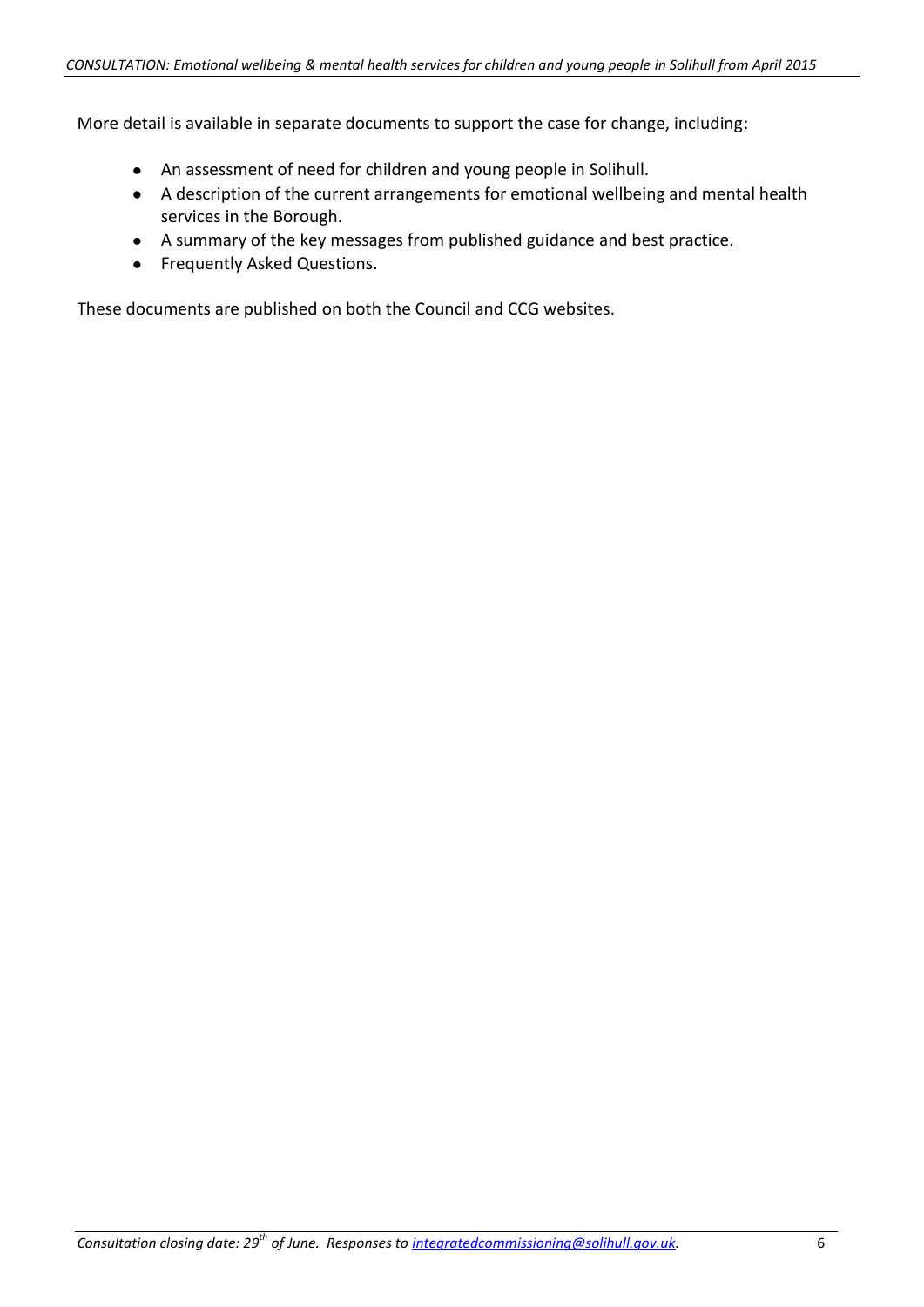More detail is available in separate documents to support the case for change, including:

- An assessment of need for children and young people in Solihull.
- A description of the current arrangements for emotional wellbeing and mental health services in the Borough.
- A summary of the key messages from published guidance and best practice.
- Frequently Asked Questions.

These documents are published on both the Council and CCG websites.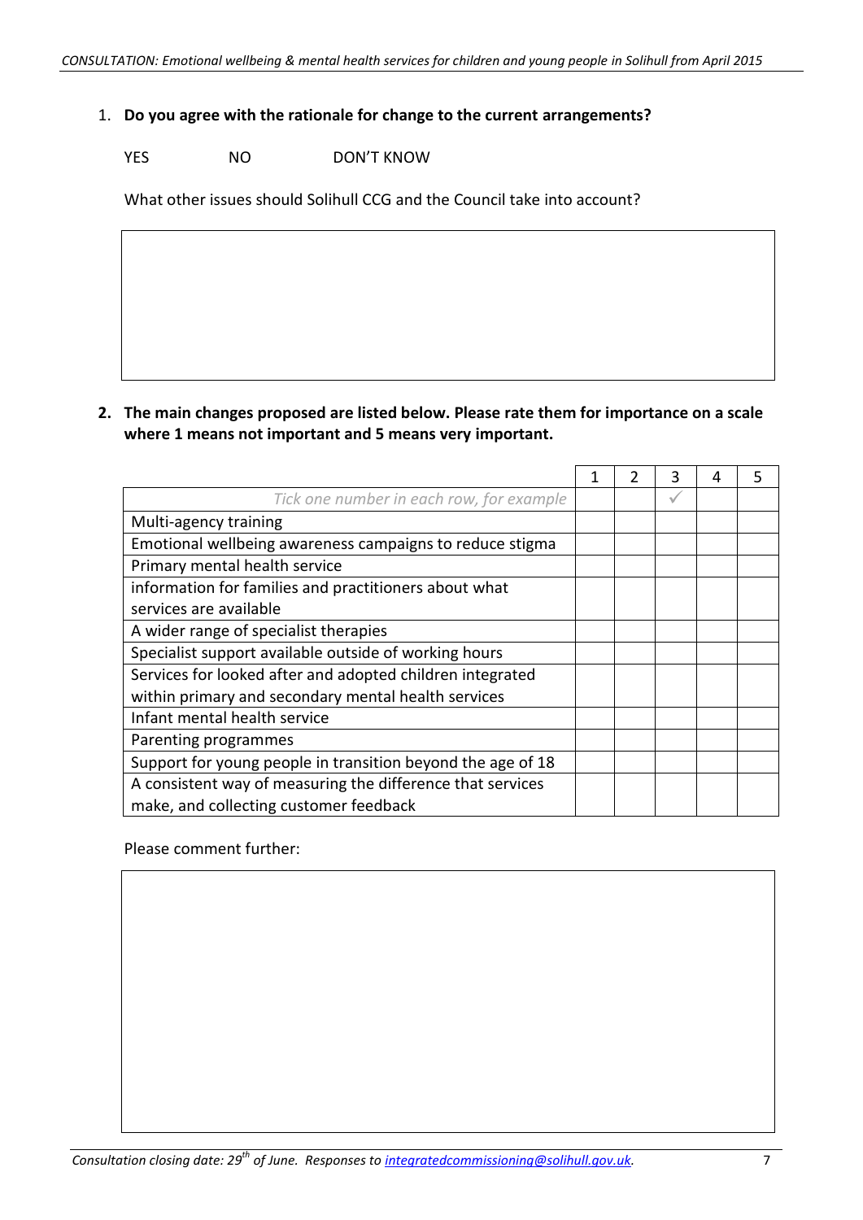1. **Do you agree with the rationale for change to the current arrangements?**

   YES NO DON'T KNOW

   What other issues should Solihull CCG and the Council take into account?

2. **The main changes proposed are listed below. Please rate them for importance on a scale where 1 means not important and 5 means very important.**

| | 1 | 2 | 3 | 4 | 5 |
|---|---|---|---|---|---|
| *Tick one number in each row, for example* | | | ✓ | | |
| Multi-agency training | | | | | |
| Emotional wellbeing awareness campaigns to reduce stigma | | | | | |
| Primary mental health service | | | | | |
| information for families and practitioners about what services are available | | | | | |
| A wider range of specialist therapies | | | | | |
| Specialist support available outside of working hours | | | | | |
| Services for looked after and adopted children integrated within primary and secondary mental health services | | | | | |
| Infant mental health service | | | | | |
| Parenting programmes | | | | | |
| Support for young people in transition beyond the age of 18 | | | | | |
| A consistent way of measuring the difference that services make, and collecting customer feedback | | | | | |

Please comment further: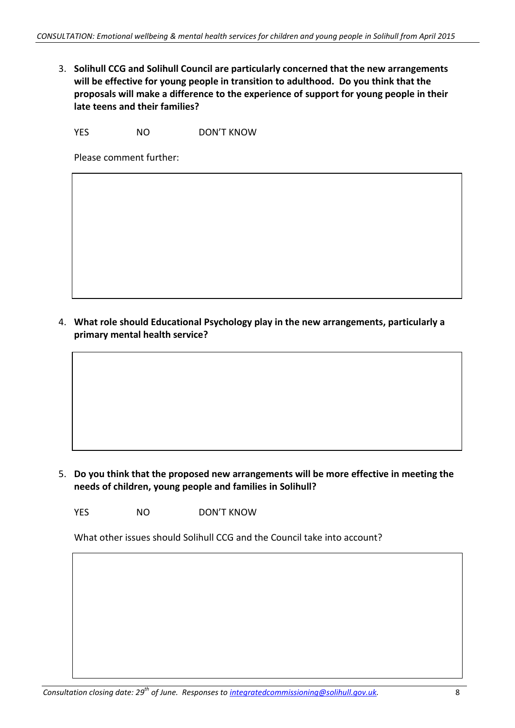3. **Solihull CCG and Solihull Council are particularly concerned that the new arrangements will be effective for young people in transition to adulthood. Do you think that the proposals will make a difference to the experience of support for young people in their late teens and their families?**

   YES NO DON'T KNOW

   Please comment further:

4. **What role should Educational Psychology play in the new arrangements, particularly a primary mental health service?**

5. **Do you think that the proposed new arrangements will be more effective in meeting the needs of children, young people and families in Solihull?**

   YES NO DON'T KNOW

   What other issues should Solihull CCG and the Council take into account?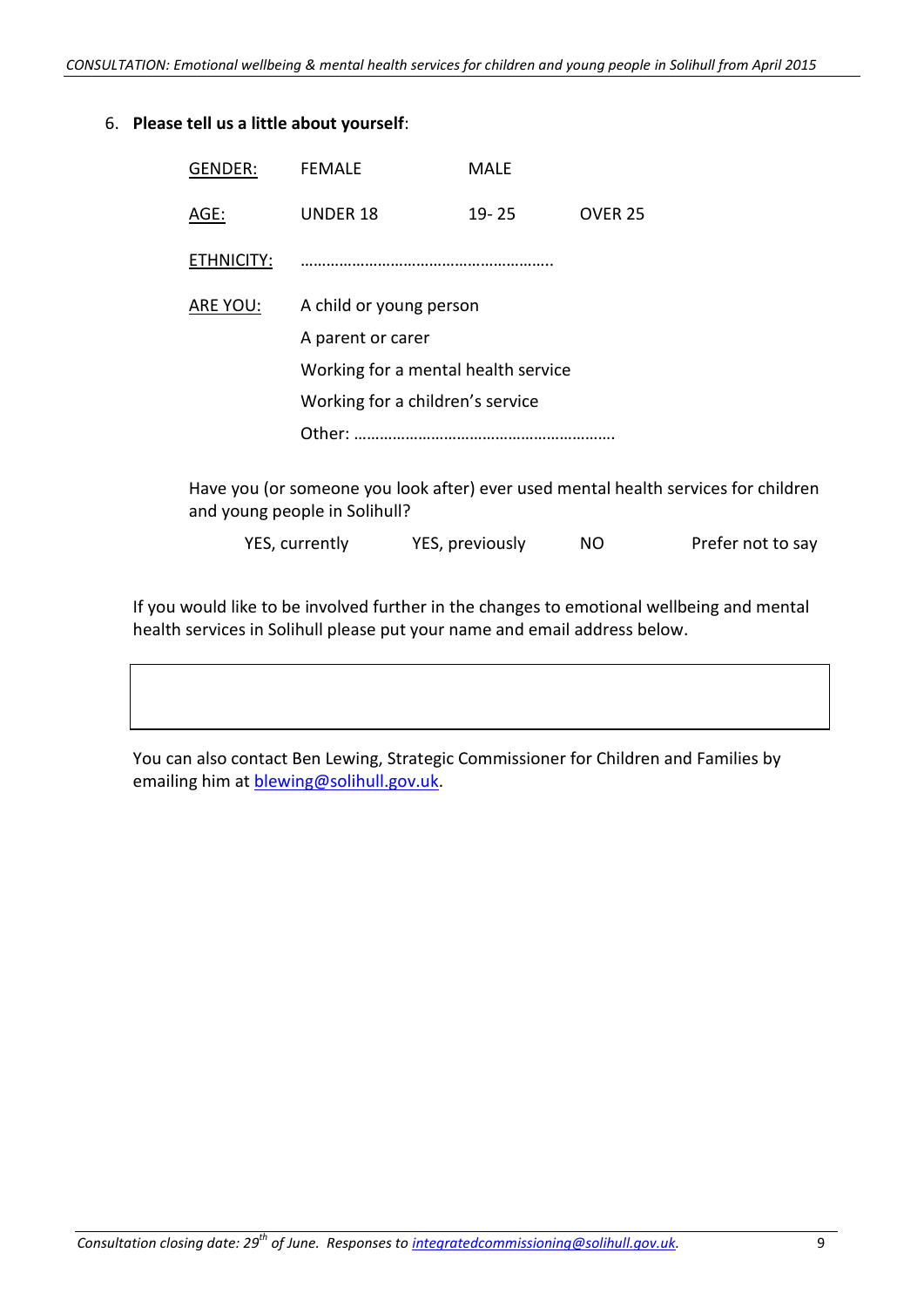6. **Please tell us a little about yourself**:

| | | | |
|---|---|---|---|
| GENDER: | FEMALE | MALE | |
| AGE: | UNDER 18 | 19- 25 | OVER 25 |
| ETHNICITY: | ………………………………………………….. | | |

ARE YOU:
- A child or young person
- A parent or carer
- Working for a mental health service
- Working for a children's service
- Other: …………………………………………………….

Have you (or someone you look after) ever used mental health services for children and young people in Solihull?

YES, currently | YES, previously | NO | Prefer not to say

If you would like to be involved further in the changes to emotional wellbeing and mental health services in Solihull please put your name and email address below.

| |
|---|
| |

You can also contact Ben Lewing, Strategic Commissioner for Children and Families by emailing him at blewing@solihull.gov.uk.

*Consultation closing date: 29th of June. Responses to integratedcommissioning@solihull.gov.uk.*